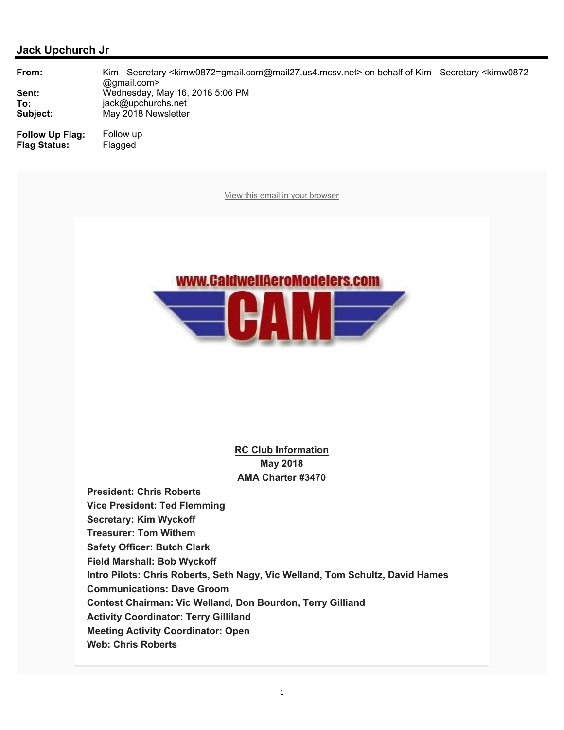## Jack Upchurch Jr

**From:** Kim - Secretary <kimw0872=gmail.com@mail27.us4.mcsv.net> on behalf of Kim - Secretary <kimw0872@gmail.com>
**Sent:** Wednesday, May 16, 2018 5:06 PM
**To:** jack@upchurchs.net
**Subject:** May 2018 Newsletter

**Follow Up Flag:** Follow up
**Flag Status:** Flagged

View this email in your browser

www.CaldwellAeroModelers.com

CAM

**RC Club Information**
**May 2018**
**AMA Charter #3470**

**President: Chris Roberts**
**Vice President: Ted Flemming**
**Secretary: Kim Wyckoff**
**Treasurer: Tom Withem**
**Safety Officer: Butch Clark**
**Field Marshall: Bob Wyckoff**
**Intro Pilots: Chris Roberts, Seth Nagy, Vic Welland, Tom Schultz, David Hames**
**Communications: Dave Groom**
**Contest Chairman: Vic Welland, Don Bourdon, Terry Gilliand**
**Activity Coordinator: Terry Gilliland**
**Meeting Activity Coordinator: Open**
**Web: Chris Roberts**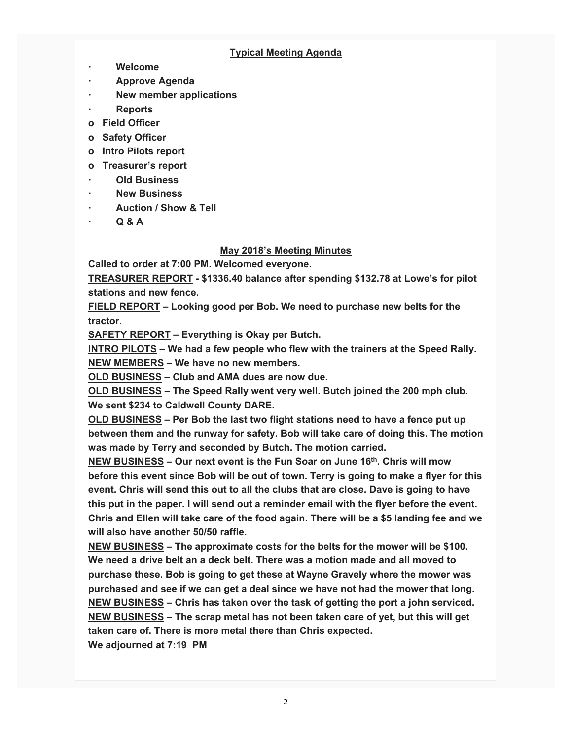## Typical Meeting Agenda

- **Welcome**
- **Approve Agenda**
- **New member applications**
- **Reports**
  - **Field Officer**
  - **Safety Officer**
  - **Intro Pilots report**
  - **Treasurer's report**
- **Old Business**
- **New Business**
- **Auction / Show & Tell**
- **Q & A**

## May 2018's Meeting Minutes

**Called to order at 7:00 PM. Welcomed everyone.**

**TREASURER REPORT - $1336.40 balance after spending $132.78 at Lowe's for pilot stations and new fence.**

**FIELD REPORT – Looking good per Bob. We need to purchase new belts for the tractor.**

**SAFETY REPORT – Everything is Okay per Butch.**

**INTRO PILOTS – We had a few people who flew with the trainers at the Speed Rally.**

**NEW MEMBERS – We have no new members.**

**OLD BUSINESS – Club and AMA dues are now due.**

**OLD BUSINESS – The Speed Rally went very well. Butch joined the 200 mph club. We sent $234 to Caldwell County DARE.**

**OLD BUSINESS – Per Bob the last two flight stations need to have a fence put up between them and the runway for safety. Bob will take care of doing this. The motion was made by Terry and seconded by Butch. The motion carried.**

**NEW BUSINESS – Our next event is the Fun Soar on June 16th. Chris will mow before this event since Bob will be out of town. Terry is going to make a flyer for this event. Chris will send this out to all the clubs that are close. Dave is going to have this put in the paper. I will send out a reminder email with the flyer before the event. Chris and Ellen will take care of the food again. There will be a $5 landing fee and we will also have another 50/50 raffle.**

**NEW BUSINESS – The approximate costs for the belts for the mower will be $100. We need a drive belt an a deck belt. There was a motion made and all moved to purchase these. Bob is going to get these at Wayne Gravely where the mower was purchased and see if we can get a deal since we have not had the mower that long.**

**NEW BUSINESS – Chris has taken over the task of getting the port a john serviced.**

**NEW BUSINESS – The scrap metal has not been taken care of yet, but this will get taken care of. There is more metal there than Chris expected.**

**We adjourned at 7:19 PM**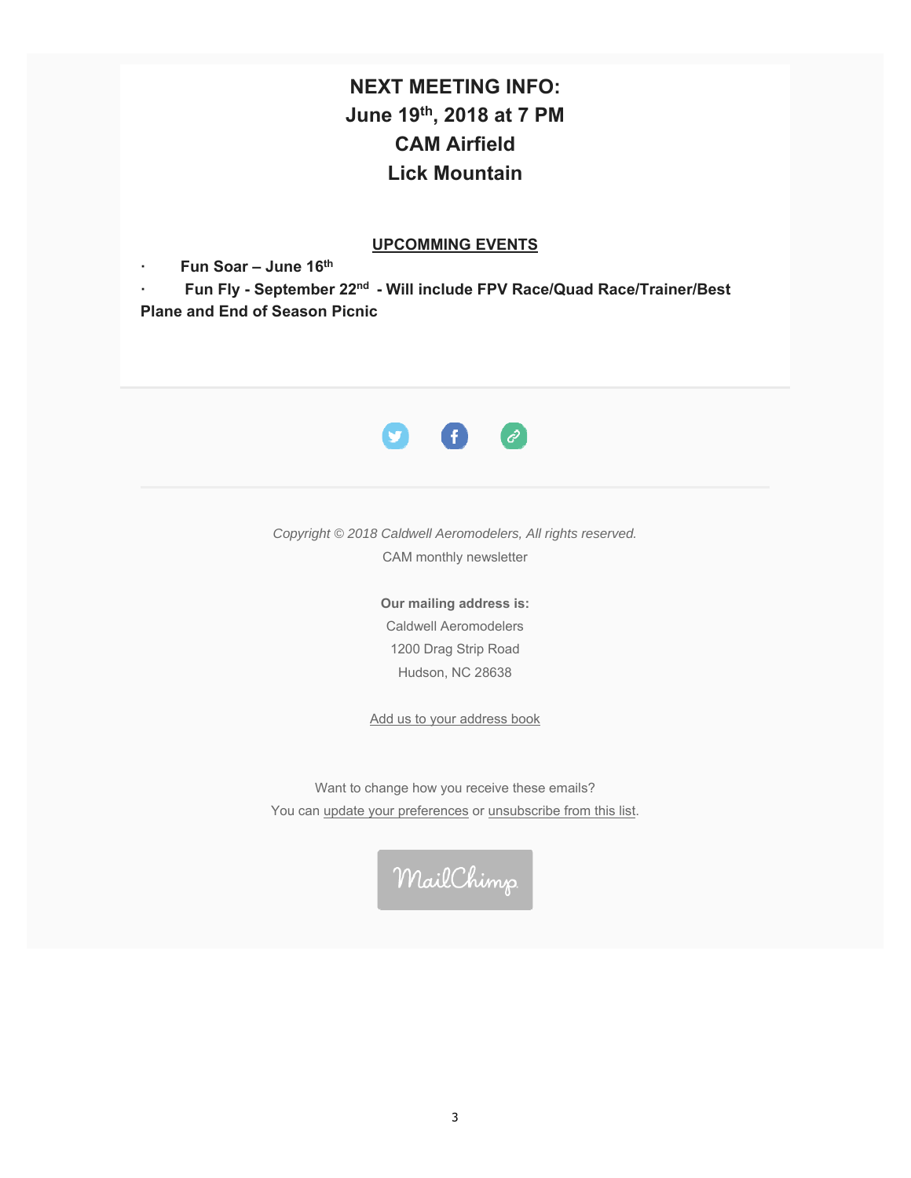## NEXT MEETING INFO:
## June 19th, 2018 at 7 PM
## CAM Airfield
## Lick Mountain

**UPCOMMING EVENTS**

- **Fun Soar – June 16th**
- **Fun Fly - September 22nd - Will include FPV Race/Quad Race/Trainer/Best Plane and End of Season Picnic**

---

*Copyright © 2018 Caldwell Aeromodelers, All rights reserved.*

CAM monthly newsletter

**Our mailing address is:**

Caldwell Aeromodelers
1200 Drag Strip Road
Hudson, NC 28638

Add us to your address book

Want to change how you receive these emails?
You can update your preferences or unsubscribe from this list.

MailChimp